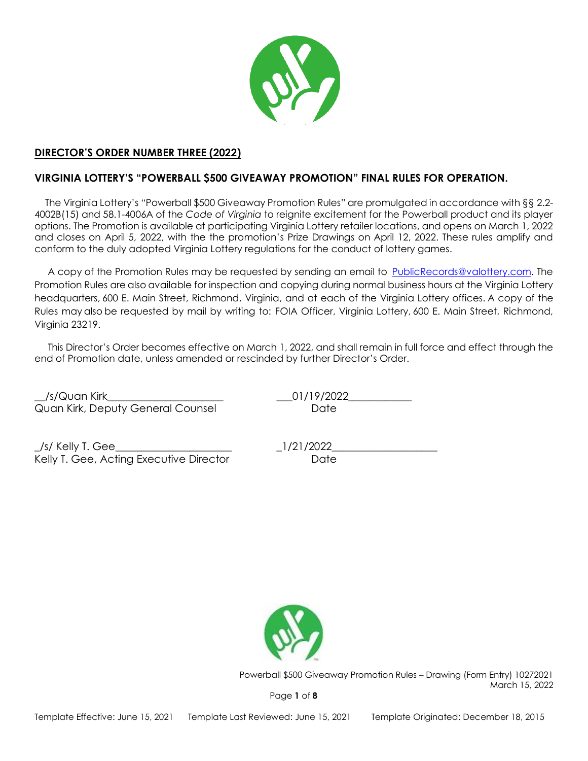## DIRECTOR'S ORDER NUMBER THREE (2022)

### VIRGINIA LOTTERY'S "POWERBALL $500 GIVEAWAY PROMOTION" FINAL RULES FOR OPERATION.

The Virginia Lottery's "Powerball $500 Giveaway Promotion Rules" are promulgated in accordance with §§ 2.2-4002B(15) and 58.1-4006A of the *Code of Virginia* to reignite excitement for the Powerball product and its player options. The Promotion is available at participating Virginia Lottery retailer locations, and opens on March 1, 2022 and closes on April 5, 2022, with the the promotion's Prize Drawings on April 12, 2022. These rules amplify and conform to the duly adopted Virginia Lottery regulations for the conduct of lottery games.

A copy of the Promotion Rules may be requested by sending an email to PublicRecords@valottery.com. The Promotion Rules are also available for inspection and copying during normal business hours at the Virginia Lottery headquarters, 600 E. Main Street, Richmond, Virginia, and at each of the Virginia Lottery offices. A copy of the Rules may also be requested by mail by writing to: FOIA Officer, Virginia Lottery, 600 E. Main Street, Richmond, Virginia 23219.

This Director's Order becomes effective on March 1, 2022, and shall remain in full force and effect through the end of Promotion date, unless amended or rescinded by further Director's Order.

__/s/Quan Kirk______________________ ___01/19/2022____________
Quan Kirk, Deputy General Counsel Date

_/s/ Kelly T. Gee______________________ _1/21/2022____________________
Kelly T. Gee, Acting Executive Director Date

Powerball $500 Giveaway Promotion Rules – Drawing (Form Entry) 10272021
March 15, 2022

Template Effective: June 15, 2021 Template Last Reviewed: June 15, 2021 Template Originated: December 18, 2015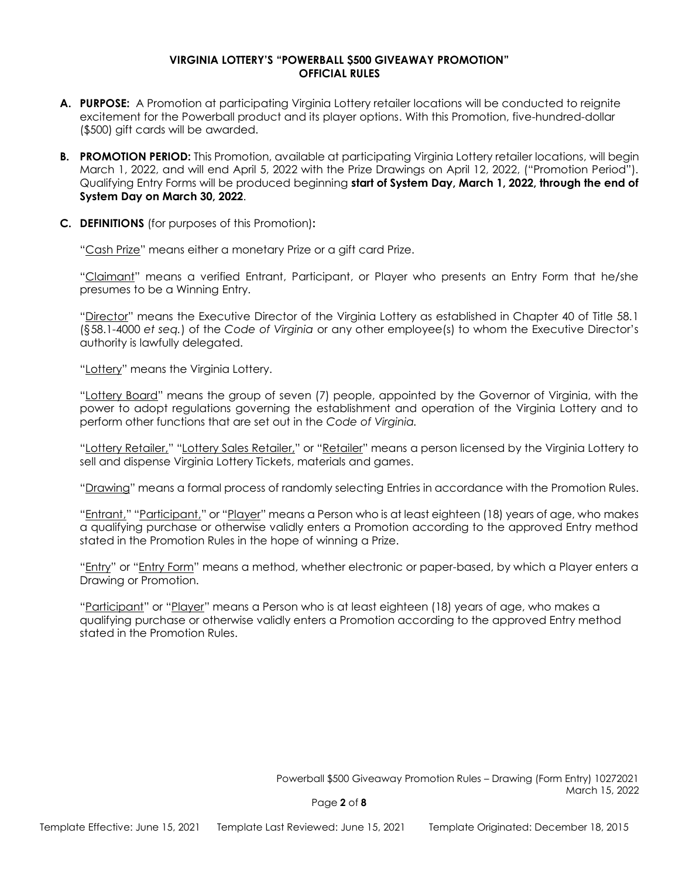**VIRGINIA LOTTERY'S "POWERBALL $500 GIVEAWAY PROMOTION"**
**OFFICIAL RULES**

**A. PURPOSE:** A Promotion at participating Virginia Lottery retailer locations will be conducted to reignite excitement for the Powerball product and its player options. With this Promotion, five-hundred-dollar ($500) gift cards will be awarded.

**B. PROMOTION PERIOD:** This Promotion, available at participating Virginia Lottery retailer locations, will begin March 1, 2022, and will end April 5, 2022 with the Prize Drawings on April 12, 2022, ("Promotion Period"). Qualifying Entry Forms will be produced beginning **start of System Day, March 1, 2022, through the end of System Day on March 30, 2022**.

**C. DEFINITIONS** (for purposes of this Promotion)**:**

"Cash Prize" means either a monetary Prize or a gift card Prize.

"Claimant" means a verified Entrant, Participant, or Player who presents an Entry Form that he/she presumes to be a Winning Entry.

"Director" means the Executive Director of the Virginia Lottery as established in Chapter 40 of Title 58.1 (§58.1-4000 *et seq.*) of the *Code of Virginia* or any other employee(s) to whom the Executive Director's authority is lawfully delegated.

"Lottery" means the Virginia Lottery.

"Lottery Board" means the group of seven (7) people, appointed by the Governor of Virginia, with the power to adopt regulations governing the establishment and operation of the Virginia Lottery and to perform other functions that are set out in the *Code of Virginia.*

"Lottery Retailer," "Lottery Sales Retailer," or "Retailer" means a person licensed by the Virginia Lottery to sell and dispense Virginia Lottery Tickets, materials and games.

"Drawing" means a formal process of randomly selecting Entries in accordance with the Promotion Rules.

"Entrant," "Participant," or "Player" means a Person who is at least eighteen (18) years of age, who makes a qualifying purchase or otherwise validly enters a Promotion according to the approved Entry method stated in the Promotion Rules in the hope of winning a Prize.

"Entry" or "Entry Form" means a method, whether electronic or paper-based, by which a Player enters a Drawing or Promotion.

"Participant" or "Player" means a Person who is at least eighteen (18) years of age, who makes a qualifying purchase or otherwise validly enters a Promotion according to the approved Entry method stated in the Promotion Rules.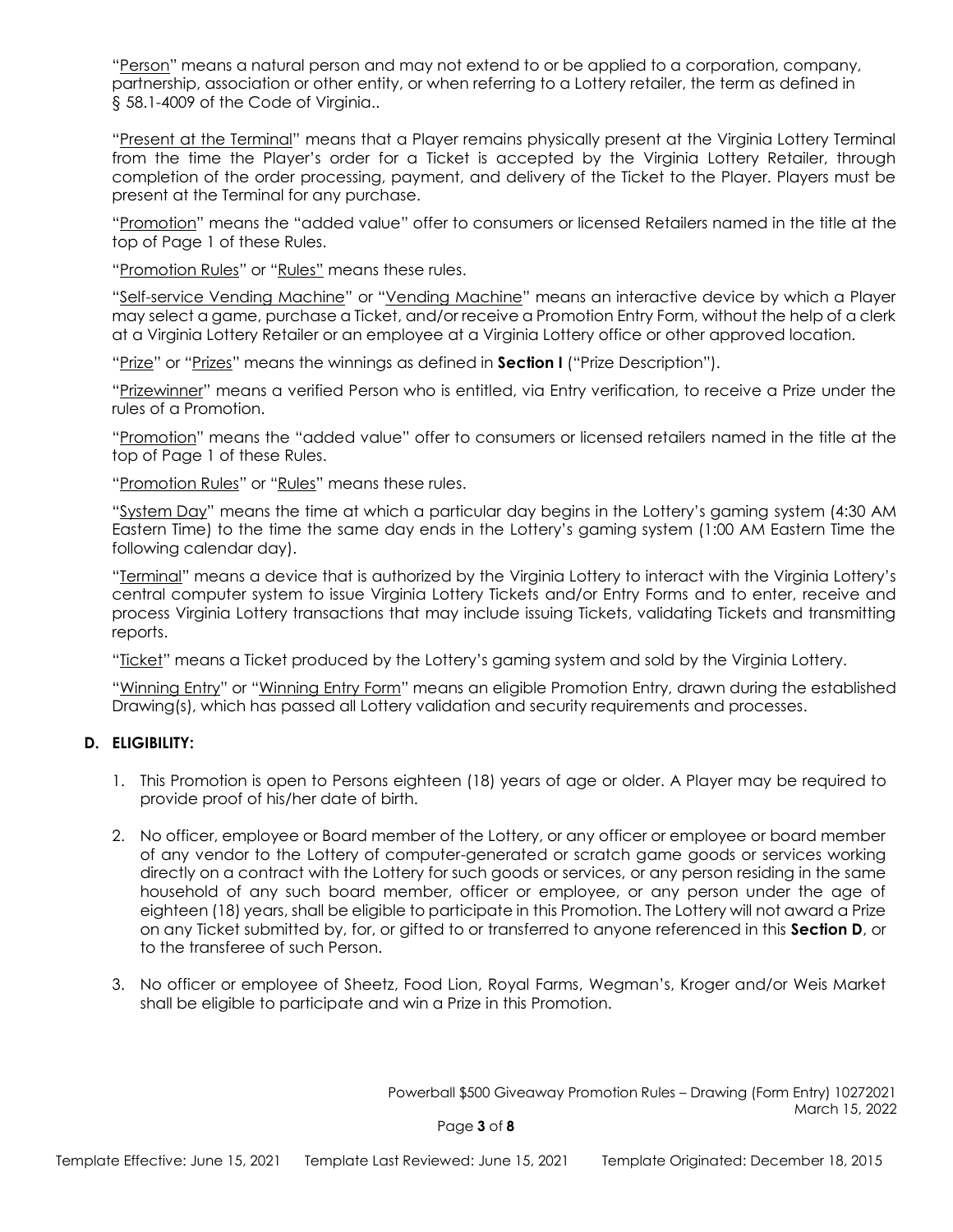"Person" means a natural person and may not extend to or be applied to a corporation, company, partnership, association or other entity, or when referring to a Lottery retailer, the term as defined in § 58.1-4009 of the Code of Virginia..

"Present at the Terminal" means that a Player remains physically present at the Virginia Lottery Terminal from the time the Player's order for a Ticket is accepted by the Virginia Lottery Retailer, through completion of the order processing, payment, and delivery of the Ticket to the Player. Players must be present at the Terminal for any purchase.

"Promotion" means the "added value" offer to consumers or licensed Retailers named in the title at the top of Page 1 of these Rules.

"Promotion Rules" or "Rules" means these rules.

"Self-service Vending Machine" or "Vending Machine" means an interactive device by which a Player may select a game, purchase a Ticket, and/or receive a Promotion Entry Form, without the help of a clerk at a Virginia Lottery Retailer or an employee at a Virginia Lottery office or other approved location.

"Prize" or "Prizes" means the winnings as defined in **Section I** ("Prize Description").

"Prizewinner" means a verified Person who is entitled, via Entry verification, to receive a Prize under the rules of a Promotion.

"Promotion" means the "added value" offer to consumers or licensed retailers named in the title at the top of Page 1 of these Rules.

"Promotion Rules" or "Rules" means these rules.

"System Day" means the time at which a particular day begins in the Lottery's gaming system (4:30 AM Eastern Time) to the time the same day ends in the Lottery's gaming system (1:00 AM Eastern Time the following calendar day).

"Terminal" means a device that is authorized by the Virginia Lottery to interact with the Virginia Lottery's central computer system to issue Virginia Lottery Tickets and/or Entry Forms and to enter, receive and process Virginia Lottery transactions that may include issuing Tickets, validating Tickets and transmitting reports.

"Ticket" means a Ticket produced by the Lottery's gaming system and sold by the Virginia Lottery.

"Winning Entry" or "Winning Entry Form" means an eligible Promotion Entry, drawn during the established Drawing(s), which has passed all Lottery validation and security requirements and processes.

## D. ELIGIBILITY:

1. This Promotion is open to Persons eighteen (18) years of age or older. A Player may be required to provide proof of his/her date of birth.

2. No officer, employee or Board member of the Lottery, or any officer or employee or board member of any vendor to the Lottery of computer-generated or scratch game goods or services working directly on a contract with the Lottery for such goods or services, or any person residing in the same household of any such board member, officer or employee, or any person under the age of eighteen (18) years, shall be eligible to participate in this Promotion. The Lottery will not award a Prize on any Ticket submitted by, for, or gifted to or transferred to anyone referenced in this **Section D**, or to the transferee of such Person.

3. No officer or employee of Sheetz, Food Lion, Royal Farms, Wegman's, Kroger and/or Weis Market shall be eligible to participate and win a Prize in this Promotion.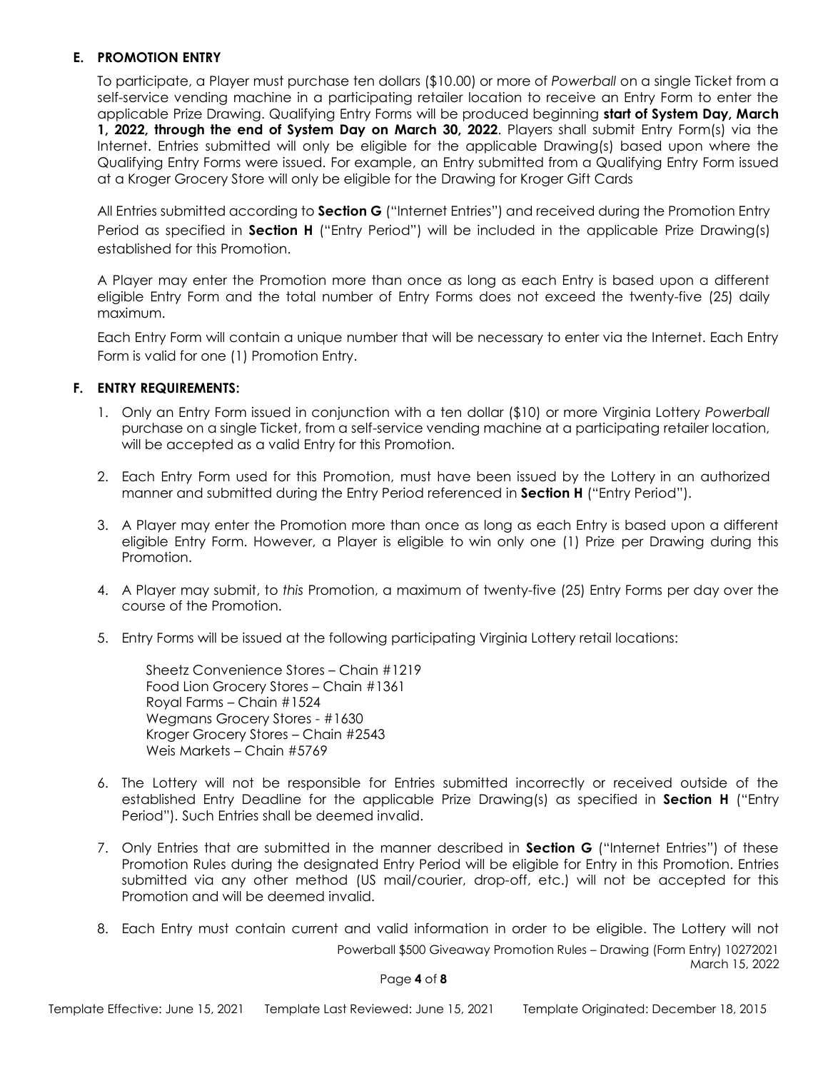## E. PROMOTION ENTRY

To participate, a Player must purchase ten dollars ($10.00) or more of *Powerball* on a single Ticket from a self-service vending machine in a participating retailer location to receive an Entry Form to enter the applicable Prize Drawing. Qualifying Entry Forms will be produced beginning **start of System Day, March 1, 2022, through the end of System Day on March 30, 2022**. Players shall submit Entry Form(s) via the Internet. Entries submitted will only be eligible for the applicable Drawing(s) based upon where the Qualifying Entry Forms were issued. For example, an Entry submitted from a Qualifying Entry Form issued at a Kroger Grocery Store will only be eligible for the Drawing for Kroger Gift Cards

All Entries submitted according to **Section G** ("Internet Entries") and received during the Promotion Entry Period as specified in **Section H** ("Entry Period") will be included in the applicable Prize Drawing(s) established for this Promotion.

A Player may enter the Promotion more than once as long as each Entry is based upon a different eligible Entry Form and the total number of Entry Forms does not exceed the twenty-five (25) daily maximum.

Each Entry Form will contain a unique number that will be necessary to enter via the Internet. Each Entry Form is valid for one (1) Promotion Entry.

## F. ENTRY REQUIREMENTS:

1. Only an Entry Form issued in conjunction with a ten dollar ($10) or more Virginia Lottery *Powerball* purchase on a single Ticket, from a self-service vending machine at a participating retailer location, will be accepted as a valid Entry for this Promotion.

2. Each Entry Form used for this Promotion, must have been issued by the Lottery in an authorized manner and submitted during the Entry Period referenced in **Section H** ("Entry Period").

3. A Player may enter the Promotion more than once as long as each Entry is based upon a different eligible Entry Form. However, a Player is eligible to win only one (1) Prize per Drawing during this Promotion.

4. A Player may submit, to *this* Promotion, a maximum of twenty-five (25) Entry Forms per day over the course of the Promotion.

5. Entry Forms will be issued at the following participating Virginia Lottery retail locations:

   Sheetz Convenience Stores – Chain #1219
   Food Lion Grocery Stores – Chain #1361
   Royal Farms – Chain #1524
   Wegmans Grocery Stores - #1630
   Kroger Grocery Stores – Chain #2543
   Weis Markets – Chain #5769

6. The Lottery will not be responsible for Entries submitted incorrectly or received outside of the established Entry Deadline for the applicable Prize Drawing(s) as specified in **Section H** ("Entry Period"). Such Entries shall be deemed invalid.

7. Only Entries that are submitted in the manner described in **Section G** ("Internet Entries") of these Promotion Rules during the designated Entry Period will be eligible for Entry in this Promotion. Entries submitted via any other method (US mail/courier, drop-off, etc.) will not be accepted for this Promotion and will be deemed invalid.

8. Each Entry must contain current and valid information in order to be eligible. The Lottery will not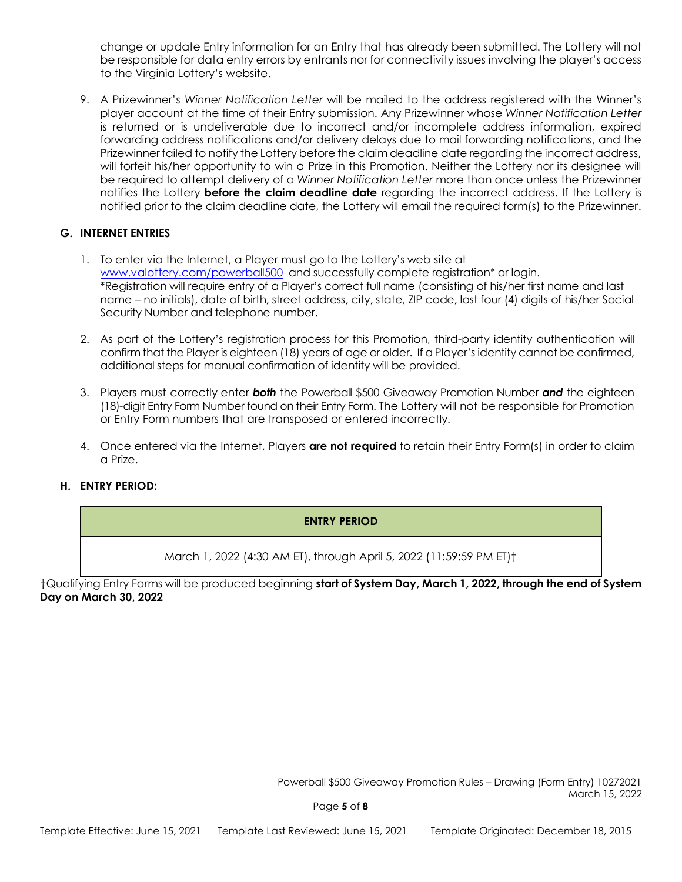change or update Entry information for an Entry that has already been submitted. The Lottery will not be responsible for data entry errors by entrants nor for connectivity issues involving the player's access to the Virginia Lottery's website.

9. A Prizewinner's *Winner Notification Letter* will be mailed to the address registered with the Winner's player account at the time of their Entry submission. Any Prizewinner whose *Winner Notification Letter* is returned or is undeliverable due to incorrect and/or incomplete address information, expired forwarding address notifications and/or delivery delays due to mail forwarding notifications, and the Prizewinner failed to notify the Lottery before the claim deadline date regarding the incorrect address, will forfeit his/her opportunity to win a Prize in this Promotion. Neither the Lottery nor its designee will be required to attempt delivery of a *Winner Notification Letter* more than once unless the Prizewinner notifies the Lottery **before the claim deadline date** regarding the incorrect address. If the Lottery is notified prior to the claim deadline date, the Lottery will email the required form(s) to the Prizewinner.

### G. INTERNET ENTRIES

1. To enter via the Internet, a Player must go to the Lottery's web site at www.valottery.com/powerball500 and successfully complete registration* or login.
   *Registration will require entry of a Player's correct full name (consisting of his/her first name and last name – no initials), date of birth, street address, city, state, ZIP code, last four (4) digits of his/her Social Security Number and telephone number.

2. As part of the Lottery's registration process for this Promotion, third-party identity authentication will confirm that the Player is eighteen (18) years of age or older. If a Player's identity cannot be confirmed, additional steps for manual confirmation of identity will be provided.

3. Players must correctly enter ***both*** the Powerball $500 Giveaway Promotion Number ***and*** the eighteen (18)-digit Entry Form Number found on their Entry Form. The Lottery will not be responsible for Promotion or Entry Form numbers that are transposed or entered incorrectly.

4. Once entered via the Internet, Players **are not required** to retain their Entry Form(s) in order to claim a Prize.

### H. ENTRY PERIOD:

| ENTRY PERIOD |
| --- |
| March 1, 2022 (4:30 AM ET), through April 5, 2022 (11:59:59 PM ET)† |

†Qualifying Entry Forms will be produced beginning **start of System Day, March 1, 2022, through the end of System Day on March 30, 2022**

Powerball $500 Giveaway Promotion Rules – Drawing (Form Entry) 10272021
March 15, 2022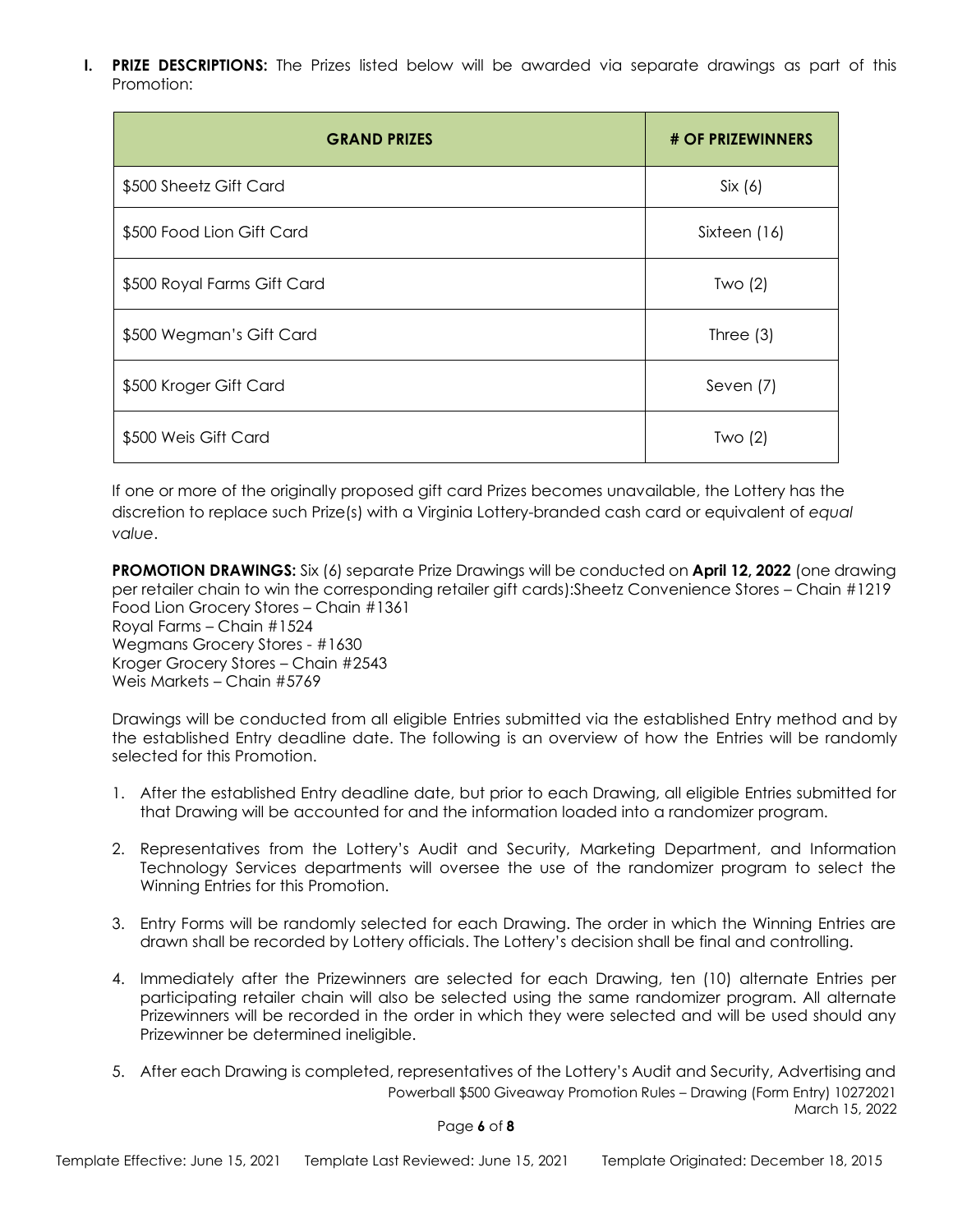**I. PRIZE DESCRIPTIONS:** The Prizes listed below will be awarded via separate drawings as part of this Promotion:

| GRAND PRIZES | # OF PRIZEWINNERS |
|---|---|
| $500 Sheetz Gift Card | Six (6) |
| $500 Food Lion Gift Card | Sixteen (16) |
| $500 Royal Farms Gift Card | Two (2) |
| $500 Wegman's Gift Card | Three (3) |
| $500 Kroger Gift Card | Seven (7) |
| $500 Weis Gift Card | Two (2) |

If one or more of the originally proposed gift card Prizes becomes unavailable, the Lottery has the discretion to replace such Prize(s) with a Virginia Lottery-branded cash card or equivalent of *equal value*.

**PROMOTION DRAWINGS:** Six (6) separate Prize Drawings will be conducted on **April 12, 2022** (one drawing per retailer chain to win the corresponding retailer gift cards):Sheetz Convenience Stores – Chain #1219
Food Lion Grocery Stores – Chain #1361
Royal Farms – Chain #1524
Wegmans Grocery Stores - #1630
Kroger Grocery Stores – Chain #2543
Weis Markets – Chain #5769

Drawings will be conducted from all eligible Entries submitted via the established Entry method and by the established Entry deadline date. The following is an overview of how the Entries will be randomly selected for this Promotion.

1. After the established Entry deadline date, but prior to each Drawing, all eligible Entries submitted for that Drawing will be accounted for and the information loaded into a randomizer program.
2. Representatives from the Lottery's Audit and Security, Marketing Department, and Information Technology Services departments will oversee the use of the randomizer program to select the Winning Entries for this Promotion.
3. Entry Forms will be randomly selected for each Drawing. The order in which the Winning Entries are drawn shall be recorded by Lottery officials. The Lottery's decision shall be final and controlling.
4. Immediately after the Prizewinners are selected for each Drawing, ten (10) alternate Entries per participating retailer chain will also be selected using the same randomizer program. All alternate Prizewinners will be recorded in the order in which they were selected and will be used should any Prizewinner be determined ineligible.
5. After each Drawing is completed, representatives of the Lottery's Audit and Security, Advertising and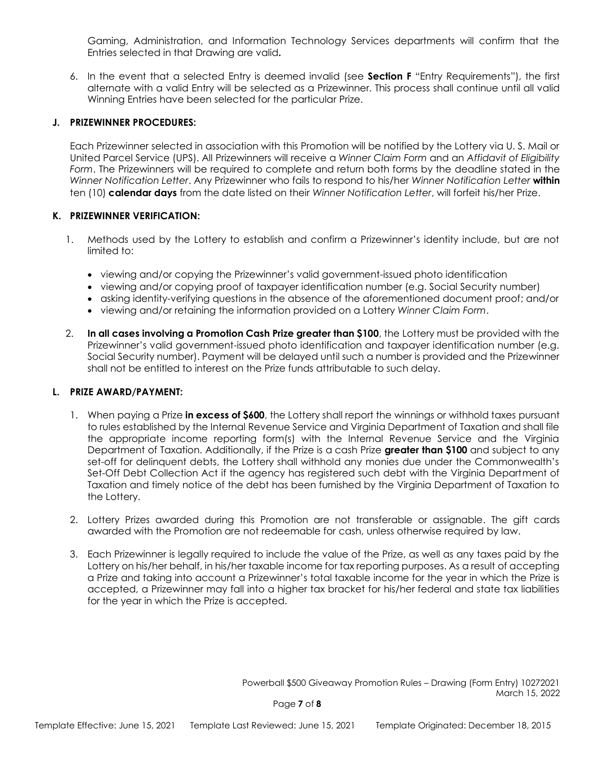Gaming, Administration, and Information Technology Services departments will confirm that the Entries selected in that Drawing are valid**.**

6. In the event that a selected Entry is deemed invalid (see **Section F** "Entry Requirements"), the first alternate with a valid Entry will be selected as a Prizewinner. This process shall continue until all valid Winning Entries have been selected for the particular Prize.

## J. PRIZEWINNER PROCEDURES:

Each Prizewinner selected in association with this Promotion will be notified by the Lottery via U. S. Mail or United Parcel Service (UPS). All Prizewinners will receive a *Winner Claim Form* and an *Affidavit of Eligibility Form*. The Prizewinners will be required to complete and return both forms by the deadline stated in the *Winner Notification Letter*. Any Prizewinner who fails to respond to his/her *Winner Notification Letter* **within** ten (10) **calendar days** from the date listed on their *Winner Notification Letter*, will forfeit his/her Prize.

## K. PRIZEWINNER VERIFICATION:

1. Methods used by the Lottery to establish and confirm a Prizewinner's identity include, but are not limited to:
   - viewing and/or copying the Prizewinner's valid government-issued photo identification
   - viewing and/or copying proof of taxpayer identification number (e.g. Social Security number)
   - asking identity-verifying questions in the absence of the aforementioned document proof; and/or
   - viewing and/or retaining the information provided on a Lottery *Winner Claim Form*.

2. **In all cases involving a Promotion Cash Prize greater than $100**, the Lottery must be provided with the Prizewinner's valid government-issued photo identification and taxpayer identification number (e.g. Social Security number). Payment will be delayed until such a number is provided and the Prizewinner shall not be entitled to interest on the Prize funds attributable to such delay.

## L. PRIZE AWARD/PAYMENT:

1. When paying a Prize **in excess of $600**, the Lottery shall report the winnings or withhold taxes pursuant to rules established by the Internal Revenue Service and Virginia Department of Taxation and shall file the appropriate income reporting form(s) with the Internal Revenue Service and the Virginia Department of Taxation. Additionally, if the Prize is a cash Prize **greater than $100** and subject to any set-off for delinquent debts, the Lottery shall withhold any monies due under the Commonwealth's Set-Off Debt Collection Act if the agency has registered such debt with the Virginia Department of Taxation and timely notice of the debt has been furnished by the Virginia Department of Taxation to the Lottery.

2. Lottery Prizes awarded during this Promotion are not transferable or assignable. The gift cards awarded with the Promotion are not redeemable for cash, unless otherwise required by law.

3. Each Prizewinner is legally required to include the value of the Prize, as well as any taxes paid by the Lottery on his/her behalf, in his/her taxable income for tax reporting purposes. As a result of accepting a Prize and taking into account a Prizewinner's total taxable income for the year in which the Prize is accepted, a Prizewinner may fall into a higher tax bracket for his/her federal and state tax liabilities for the year in which the Prize is accepted.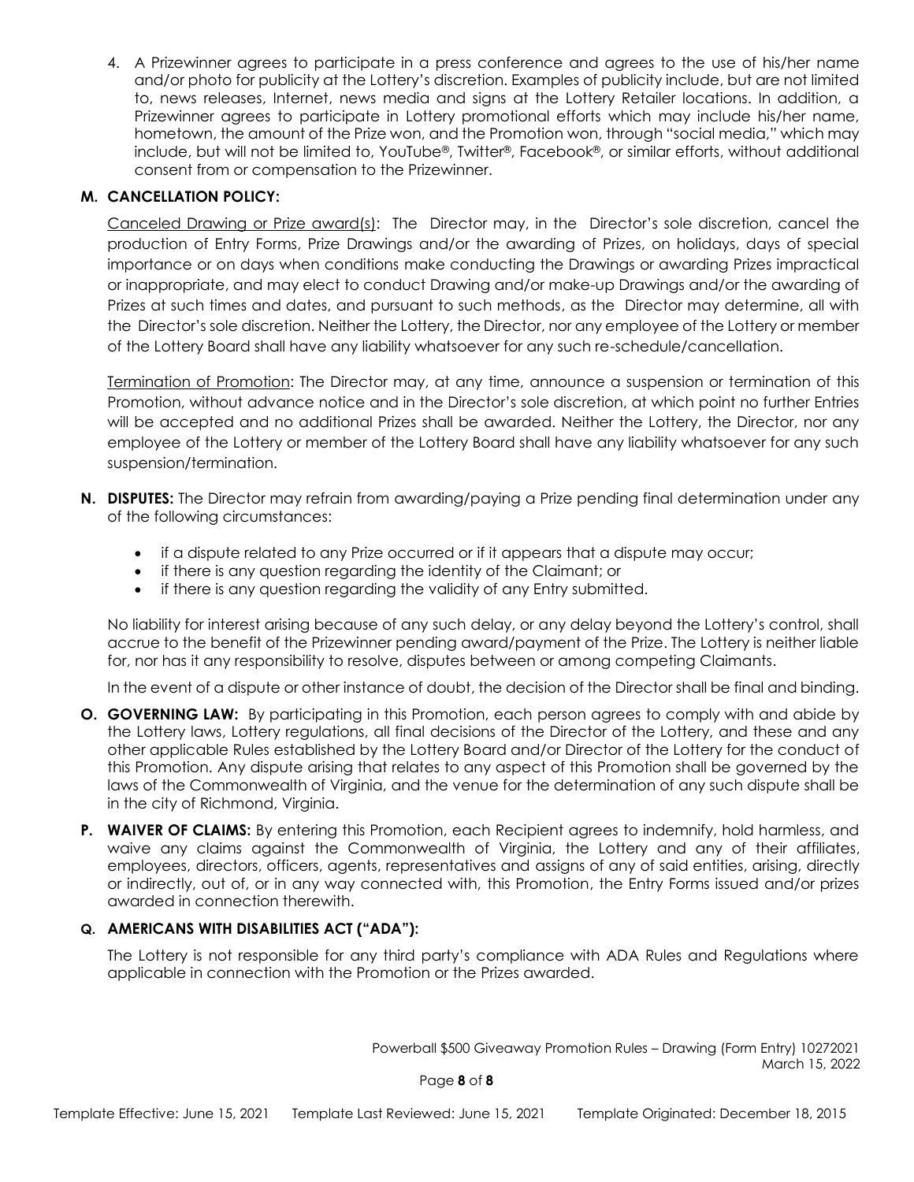4. A Prizewinner agrees to participate in a press conference and agrees to the use of his/her name and/or photo for publicity at the Lottery's discretion. Examples of publicity include, but are not limited to, news releases, Internet, news media and signs at the Lottery Retailer locations. In addition, a Prizewinner agrees to participate in Lottery promotional efforts which may include his/her name, hometown, the amount of the Prize won, and the Promotion won, through "social media," which may include, but will not be limited to, YouTube®, Twitter®, Facebook®, or similar efforts, without additional consent from or compensation to the Prizewinner.

**M. CANCELLATION POLICY:**

Canceled Drawing or Prize award(s): The Director may, in the Director's sole discretion, cancel the production of Entry Forms, Prize Drawings and/or the awarding of Prizes, on holidays, days of special importance or on days when conditions make conducting the Drawings or awarding Prizes impractical or inappropriate, and may elect to conduct Drawing and/or make-up Drawings and/or the awarding of Prizes at such times and dates, and pursuant to such methods, as the Director may determine, all with the Director's sole discretion. Neither the Lottery, the Director, nor any employee of the Lottery or member of the Lottery Board shall have any liability whatsoever for any such re-schedule/cancellation.

Termination of Promotion: The Director may, at any time, announce a suspension or termination of this Promotion, without advance notice and in the Director's sole discretion, at which point no further Entries will be accepted and no additional Prizes shall be awarded. Neither the Lottery, the Director, nor any employee of the Lottery or member of the Lottery Board shall have any liability whatsoever for any such suspension/termination.

**N. DISPUTES:** The Director may refrain from awarding/paying a Prize pending final determination under any of the following circumstances:

- if a dispute related to any Prize occurred or if it appears that a dispute may occur;
- if there is any question regarding the identity of the Claimant; or
- if there is any question regarding the validity of any Entry submitted.

No liability for interest arising because of any such delay, or any delay beyond the Lottery's control, shall accrue to the benefit of the Prizewinner pending award/payment of the Prize. The Lottery is neither liable for, nor has it any responsibility to resolve, disputes between or among competing Claimants.

In the event of a dispute or other instance of doubt, the decision of the Director shall be final and binding.

**O. GOVERNING LAW:** By participating in this Promotion, each person agrees to comply with and abide by the Lottery laws, Lottery regulations, all final decisions of the Director of the Lottery, and these and any other applicable Rules established by the Lottery Board and/or Director of the Lottery for the conduct of this Promotion. Any dispute arising that relates to any aspect of this Promotion shall be governed by the laws of the Commonwealth of Virginia, and the venue for the determination of any such dispute shall be in the city of Richmond, Virginia.

**P. WAIVER OF CLAIMS:** By entering this Promotion, each Recipient agrees to indemnify, hold harmless, and waive any claims against the Commonwealth of Virginia, the Lottery and any of their affiliates, employees, directors, officers, agents, representatives and assigns of any of said entities, arising, directly or indirectly, out of, or in any way connected with, this Promotion, the Entry Forms issued and/or prizes awarded in connection therewith.

**Q. AMERICANS WITH DISABILITIES ACT ("ADA"):**

The Lottery is not responsible for any third party's compliance with ADA Rules and Regulations where applicable in connection with the Promotion or the Prizes awarded.